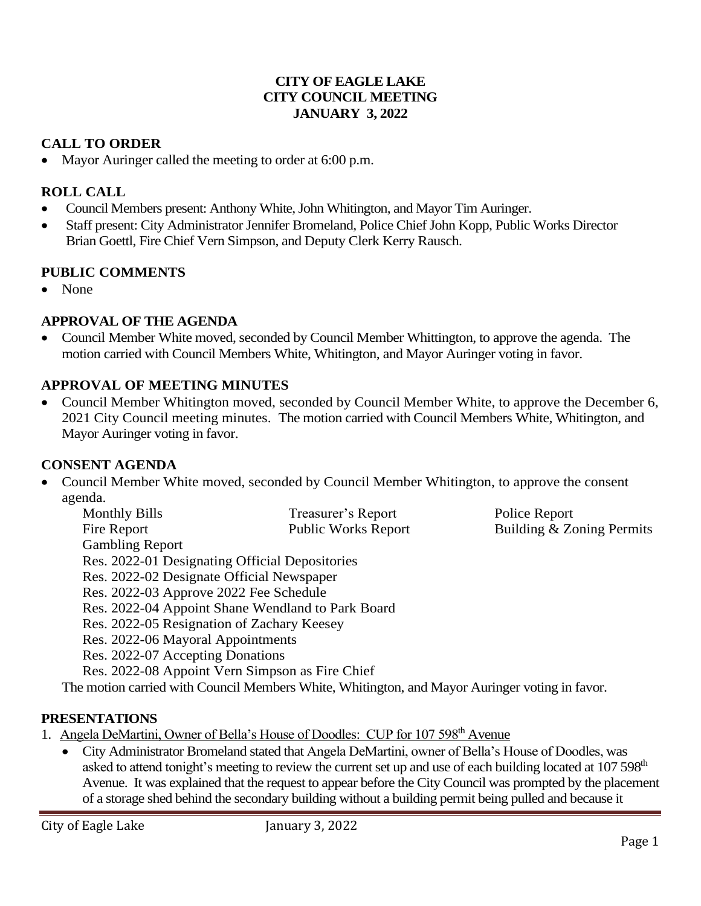# CITY OF EAGLE LAKE
# CITY COUNCIL MEETING
# JANUARY 3, 2022

## CALL TO ORDER

- Mayor Auringer called the meeting to order at 6:00 p.m.

## ROLL CALL

- Council Members present: Anthony White, John Whitington, and Mayor Tim Auringer.
- Staff present: City Administrator Jennifer Bromeland, Police Chief John Kopp, Public Works Director Brian Goettl, Fire Chief Vern Simpson, and Deputy Clerk Kerry Rausch.

## PUBLIC COMMENTS

- None

## APPROVAL OF THE AGENDA

- Council Member White moved, seconded by Council Member Whittington, to approve the agenda. The motion carried with Council Members White, Whitington, and Mayor Auringer voting in favor.

## APPROVAL OF MEETING MINUTES

- Council Member Whitington moved, seconded by Council Member White, to approve the December 6, 2021 City Council meeting minutes. The motion carried with Council Members White, Whitington, and Mayor Auringer voting in favor.

## CONSENT AGENDA

- Council Member White moved, seconded by Council Member Whitington, to approve the consent agenda.

  | | | |
  |---|---|---|
  | Monthly Bills | Treasurer's Report | Police Report |
  | Fire Report | Public Works Report | Building & Zoning Permits |
  | Gambling Report | | |

  Res. 2022-01 Designating Official Depositories
  Res. 2022-02 Designate Official Newspaper
  Res. 2022-03 Approve 2022 Fee Schedule
  Res. 2022-04 Appoint Shane Wendland to Park Board
  Res. 2022-05 Resignation of Zachary Keesey
  Res. 2022-06 Mayoral Appointments
  Res. 2022-07 Accepting Donations
  Res. 2022-08 Appoint Vern Simpson as Fire Chief

  The motion carried with Council Members White, Whitington, and Mayor Auringer voting in favor.

## PRESENTATIONS

1. Angela DeMartini, Owner of Bella's House of Doodles: CUP for 107 598th Avenue
   - City Administrator Bromeland stated that Angela DeMartini, owner of Bella's House of Doodles, was asked to attend tonight's meeting to review the current set up and use of each building located at 107 598th Avenue. It was explained that the request to appear before the City Council was prompted by the placement of a storage shed behind the secondary building without a building permit being pulled and because it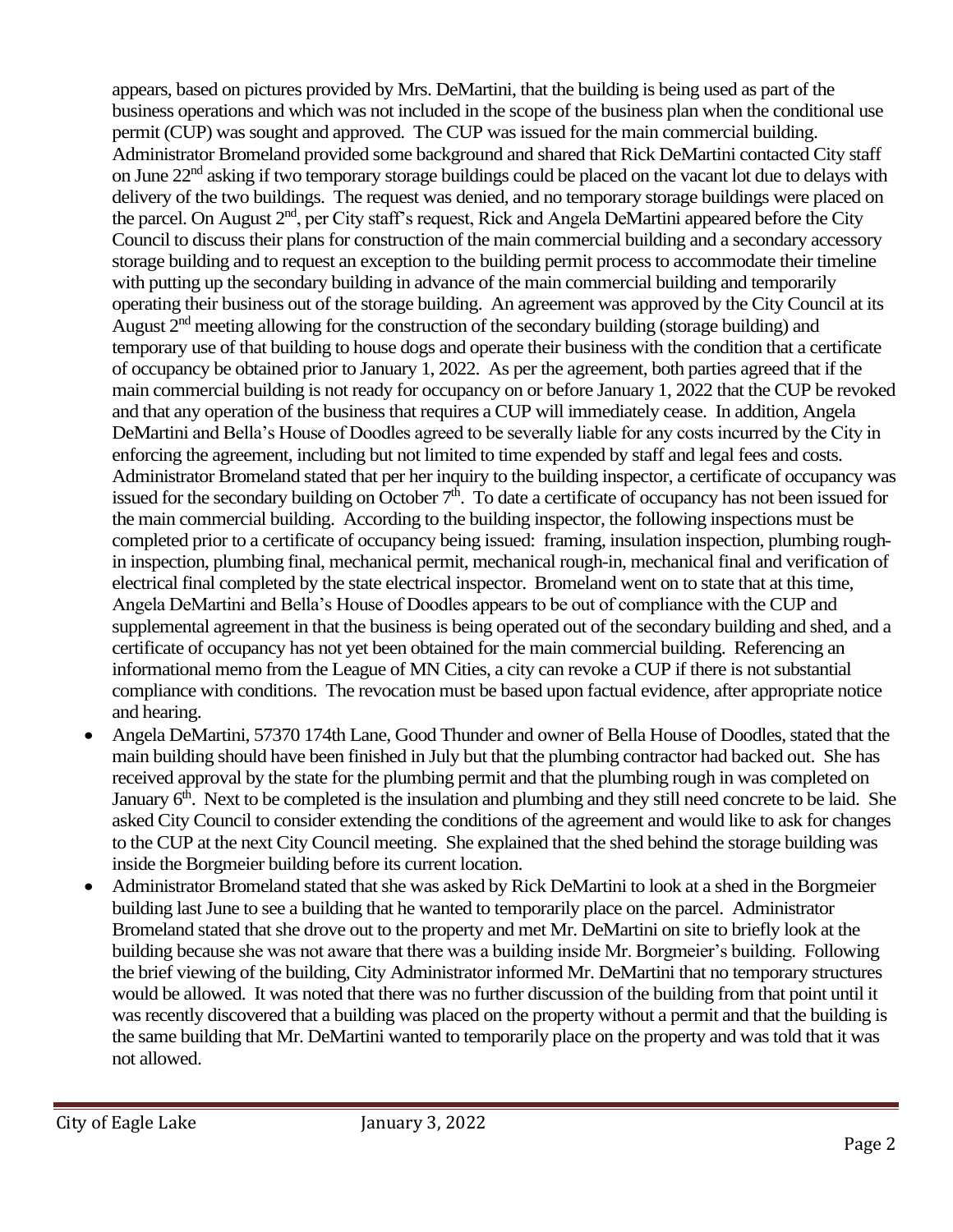appears, based on pictures provided by Mrs. DeMartini, that the building is being used as part of the business operations and which was not included in the scope of the business plan when the conditional use permit (CUP) was sought and approved. The CUP was issued for the main commercial building. Administrator Bromeland provided some background and shared that Rick DeMartini contacted City staff on June 22nd asking if two temporary storage buildings could be placed on the vacant lot due to delays with delivery of the two buildings. The request was denied, and no temporary storage buildings were placed on the parcel. On August 2nd, per City staff's request, Rick and Angela DeMartini appeared before the City Council to discuss their plans for construction of the main commercial building and a secondary accessory storage building and to request an exception to the building permit process to accommodate their timeline with putting up the secondary building in advance of the main commercial building and temporarily operating their business out of the storage building. An agreement was approved by the City Council at its August 2nd meeting allowing for the construction of the secondary building (storage building) and temporary use of that building to house dogs and operate their business with the condition that a certificate of occupancy be obtained prior to January 1, 2022. As per the agreement, both parties agreed that if the main commercial building is not ready for occupancy on or before January 1, 2022 that the CUP be revoked and that any operation of the business that requires a CUP will immediately cease. In addition, Angela DeMartini and Bella's House of Doodles agreed to be severally liable for any costs incurred by the City in enforcing the agreement, including but not limited to time expended by staff and legal fees and costs. Administrator Bromeland stated that per her inquiry to the building inspector, a certificate of occupancy was issued for the secondary building on October 7th. To date a certificate of occupancy has not been issued for the main commercial building. According to the building inspector, the following inspections must be completed prior to a certificate of occupancy being issued: framing, insulation inspection, plumbing rough-in inspection, plumbing final, mechanical permit, mechanical rough-in, mechanical final and verification of electrical final completed by the state electrical inspector. Bromeland went on to state that at this time, Angela DeMartini and Bella's House of Doodles appears to be out of compliance with the CUP and supplemental agreement in that the business is being operated out of the secondary building and shed, and a certificate of occupancy has not yet been obtained for the main commercial building. Referencing an informational memo from the League of MN Cities, a city can revoke a CUP if there is not substantial compliance with conditions. The revocation must be based upon factual evidence, after appropriate notice and hearing.

- Angela DeMartini, 57370 174th Lane, Good Thunder and owner of Bella House of Doodles, stated that the main building should have been finished in July but that the plumbing contractor had backed out. She has received approval by the state for the plumbing permit and that the plumbing rough in was completed on January 6th. Next to be completed is the insulation and plumbing and they still need concrete to be laid. She asked City Council to consider extending the conditions of the agreement and would like to ask for changes to the CUP at the next City Council meeting. She explained that the shed behind the storage building was inside the Borgmeier building before its current location.
- Administrator Bromeland stated that she was asked by Rick DeMartini to look at a shed in the Borgmeier building last June to see a building that he wanted to temporarily place on the parcel. Administrator Bromeland stated that she drove out to the property and met Mr. DeMartini on site to briefly look at the building because she was not aware that there was a building inside Mr. Borgmeier's building. Following the brief viewing of the building, City Administrator informed Mr. DeMartini that no temporary structures would be allowed. It was noted that there was no further discussion of the building from that point until it was recently discovered that a building was placed on the property without a permit and that the building is the same building that Mr. DeMartini wanted to temporarily place on the property and was told that it was not allowed.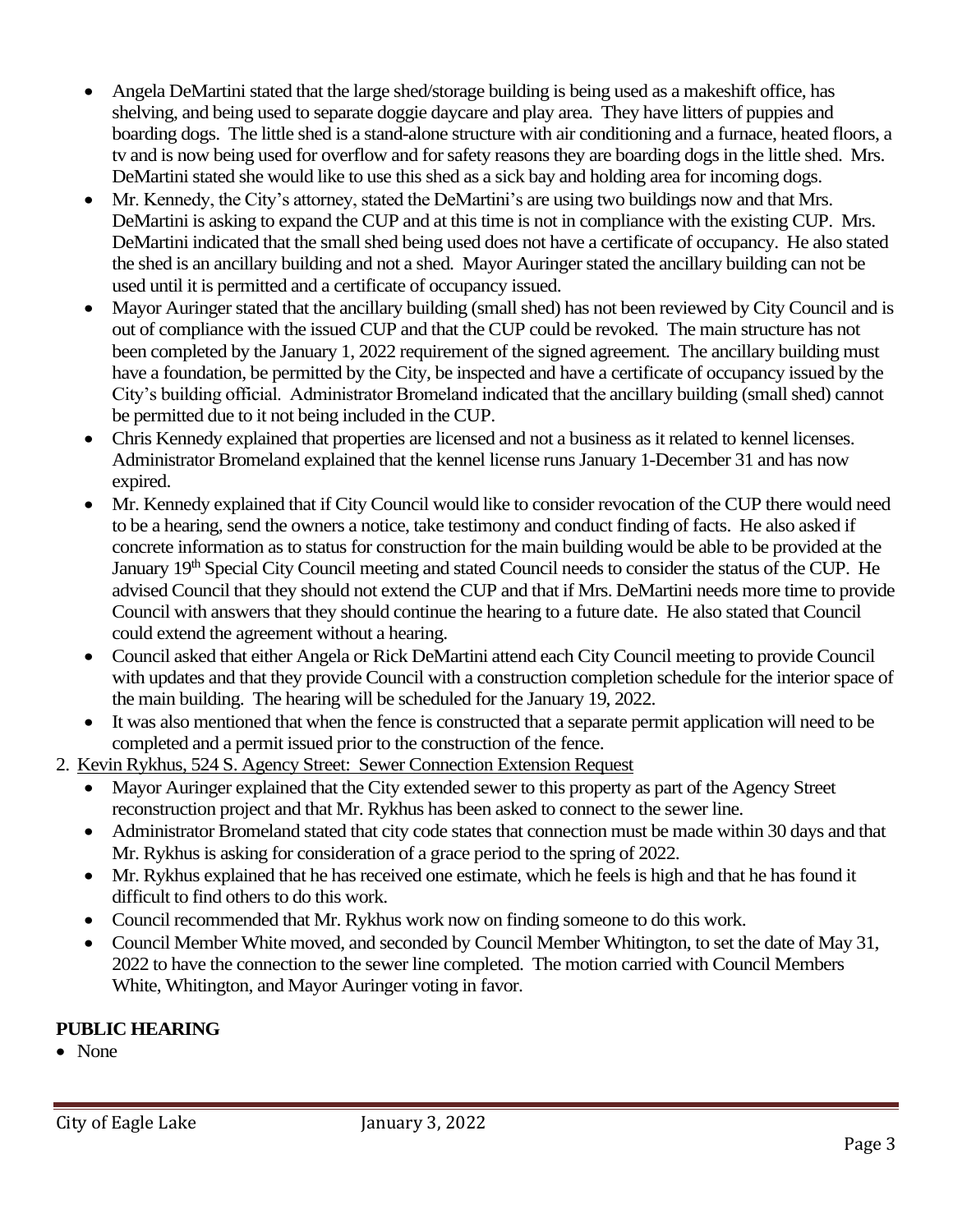- Angela DeMartini stated that the large shed/storage building is being used as a makeshift office, has shelving, and being used to separate doggie daycare and play area. They have litters of puppies and boarding dogs. The little shed is a stand-alone structure with air conditioning and a furnace, heated floors, a tv and is now being used for overflow and for safety reasons they are boarding dogs in the little shed. Mrs. DeMartini stated she would like to use this shed as a sick bay and holding area for incoming dogs.
- Mr. Kennedy, the City's attorney, stated the DeMartini's are using two buildings now and that Mrs. DeMartini is asking to expand the CUP and at this time is not in compliance with the existing CUP. Mrs. DeMartini indicated that the small shed being used does not have a certificate of occupancy. He also stated the shed is an ancillary building and not a shed. Mayor Auringer stated the ancillary building can not be used until it is permitted and a certificate of occupancy issued.
- Mayor Auringer stated that the ancillary building (small shed) has not been reviewed by City Council and is out of compliance with the issued CUP and that the CUP could be revoked. The main structure has not been completed by the January 1, 2022 requirement of the signed agreement. The ancillary building must have a foundation, be permitted by the City, be inspected and have a certificate of occupancy issued by the City's building official. Administrator Bromeland indicated that the ancillary building (small shed) cannot be permitted due to it not being included in the CUP.
- Chris Kennedy explained that properties are licensed and not a business as it related to kennel licenses. Administrator Bromeland explained that the kennel license runs January 1-December 31 and has now expired.
- Mr. Kennedy explained that if City Council would like to consider revocation of the CUP there would need to be a hearing, send the owners a notice, take testimony and conduct finding of facts. He also asked if concrete information as to status for construction for the main building would be able to be provided at the January 19th Special City Council meeting and stated Council needs to consider the status of the CUP. He advised Council that they should not extend the CUP and that if Mrs. DeMartini needs more time to provide Council with answers that they should continue the hearing to a future date. He also stated that Council could extend the agreement without a hearing.
- Council asked that either Angela or Rick DeMartini attend each City Council meeting to provide Council with updates and that they provide Council with a construction completion schedule for the interior space of the main building. The hearing will be scheduled for the January 19, 2022.
- It was also mentioned that when the fence is constructed that a separate permit application will need to be completed and a permit issued prior to the construction of the fence.

2. Kevin Rykhus, 524 S. Agency Street: Sewer Connection Extension Request
   - Mayor Auringer explained that the City extended sewer to this property as part of the Agency Street reconstruction project and that Mr. Rykhus has been asked to connect to the sewer line.
   - Administrator Bromeland stated that city code states that connection must be made within 30 days and that Mr. Rykhus is asking for consideration of a grace period to the spring of 2022.
   - Mr. Rykhus explained that he has received one estimate, which he feels is high and that he has found it difficult to find others to do this work.
   - Council recommended that Mr. Rykhus work now on finding someone to do this work.
   - Council Member White moved, and seconded by Council Member Whitington, to set the date of May 31, 2022 to have the connection to the sewer line completed. The motion carried with Council Members White, Whitington, and Mayor Auringer voting in favor.

**PUBLIC HEARING**

- None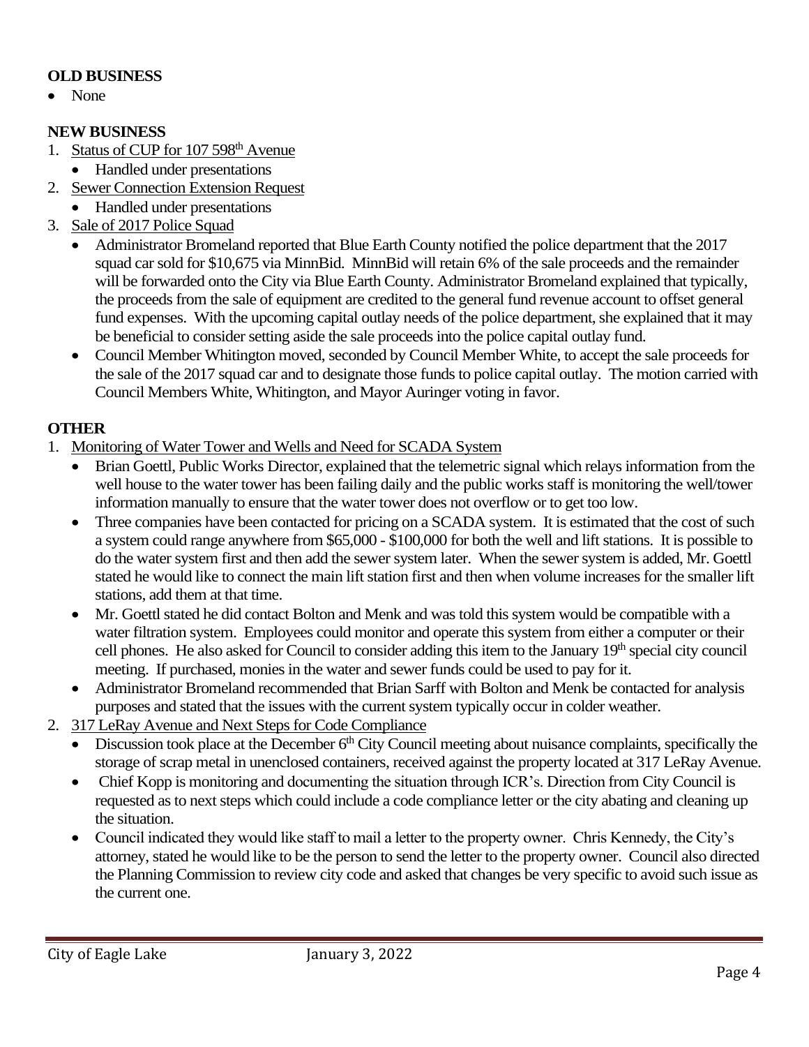**OLD BUSINESS**

- None

**NEW BUSINESS**

1. Status of CUP for 107 598th Avenue
   - Handled under presentations
2. Sewer Connection Extension Request
   - Handled under presentations
3. Sale of 2017 Police Squad
   - Administrator Bromeland reported that Blue Earth County notified the police department that the 2017 squad car sold for $10,675 via MinnBid. MinnBid will retain 6% of the sale proceeds and the remainder will be forwarded onto the City via Blue Earth County. Administrator Bromeland explained that typically, the proceeds from the sale of equipment are credited to the general fund revenue account to offset general fund expenses. With the upcoming capital outlay needs of the police department, she explained that it may be beneficial to consider setting aside the sale proceeds into the police capital outlay fund.
   - Council Member Whitington moved, seconded by Council Member White, to accept the sale proceeds for the sale of the 2017 squad car and to designate those funds to police capital outlay. The motion carried with Council Members White, Whitington, and Mayor Auringer voting in favor.

**OTHER**

1. Monitoring of Water Tower and Wells and Need for SCADA System
   - Brian Goettl, Public Works Director, explained that the telemetric signal which relays information from the well house to the water tower has been failing daily and the public works staff is monitoring the well/tower information manually to ensure that the water tower does not overflow or to get too low.
   - Three companies have been contacted for pricing on a SCADA system. It is estimated that the cost of such a system could range anywhere from $65,000 - $100,000 for both the well and lift stations. It is possible to do the water system first and then add the sewer system later. When the sewer system is added, Mr. Goettl stated he would like to connect the main lift station first and then when volume increases for the smaller lift stations, add them at that time.
   - Mr. Goettl stated he did contact Bolton and Menk and was told this system would be compatible with a water filtration system. Employees could monitor and operate this system from either a computer or their cell phones. He also asked for Council to consider adding this item to the January 19th special city council meeting. If purchased, monies in the water and sewer funds could be used to pay for it.
   - Administrator Bromeland recommended that Brian Sarff with Bolton and Menk be contacted for analysis purposes and stated that the issues with the current system typically occur in colder weather.
2. 317 LeRay Avenue and Next Steps for Code Compliance
   - Discussion took place at the December 6th City Council meeting about nuisance complaints, specifically the storage of scrap metal in unenclosed containers, received against the property located at 317 LeRay Avenue.
   - Chief Kopp is monitoring and documenting the situation through ICR's. Direction from City Council is requested as to next steps which could include a code compliance letter or the city abating and cleaning up the situation.
   - Council indicated they would like staff to mail a letter to the property owner. Chris Kennedy, the City's attorney, stated he would like to be the person to send the letter to the property owner. Council also directed the Planning Commission to review city code and asked that changes be very specific to avoid such issue as the current one.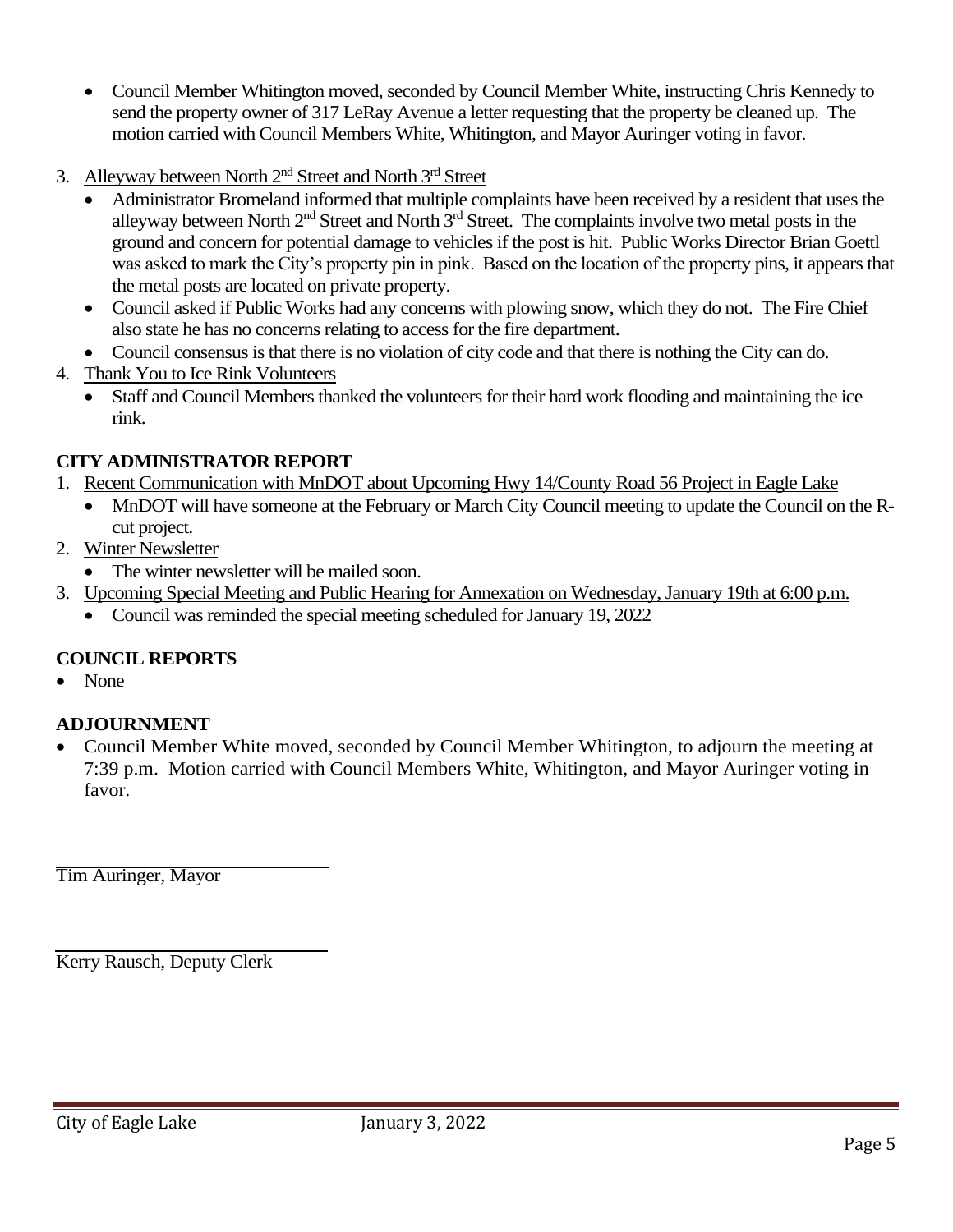- Council Member Whitington moved, seconded by Council Member White, instructing Chris Kennedy to send the property owner of 317 LeRay Avenue a letter requesting that the property be cleaned up. The motion carried with Council Members White, Whitington, and Mayor Auringer voting in favor.

3. Alleyway between North 2nd Street and North 3rd Street
   - Administrator Bromeland informed that multiple complaints have been received by a resident that uses the alleyway between North 2nd Street and North 3rd Street. The complaints involve two metal posts in the ground and concern for potential damage to vehicles if the post is hit. Public Works Director Brian Goettl was asked to mark the City's property pin in pink. Based on the location of the property pins, it appears that the metal posts are located on private property.
   - Council asked if Public Works had any concerns with plowing snow, which they do not. The Fire Chief also state he has no concerns relating to access for the fire department.
   - Council consensus is that there is no violation of city code and that there is nothing the City can do.
4. Thank You to Ice Rink Volunteers
   - Staff and Council Members thanked the volunteers for their hard work flooding and maintaining the ice rink.

## CITY ADMINISTRATOR REPORT

1. Recent Communication with MnDOT about Upcoming Hwy 14/County Road 56 Project in Eagle Lake
   - MnDOT will have someone at the February or March City Council meeting to update the Council on the R-cut project.
2. Winter Newsletter
   - The winter newsletter will be mailed soon.
3. Upcoming Special Meeting and Public Hearing for Annexation on Wednesday, January 19th at 6:00 p.m.
   - Council was reminded the special meeting scheduled for January 19, 2022

## COUNCIL REPORTS

- None

## ADJOURNMENT

- Council Member White moved, seconded by Council Member Whitington, to adjourn the meeting at 7:39 p.m. Motion carried with Council Members White, Whitington, and Mayor Auringer voting in favor.

Tim Auringer, Mayor

Kerry Rausch, Deputy Clerk